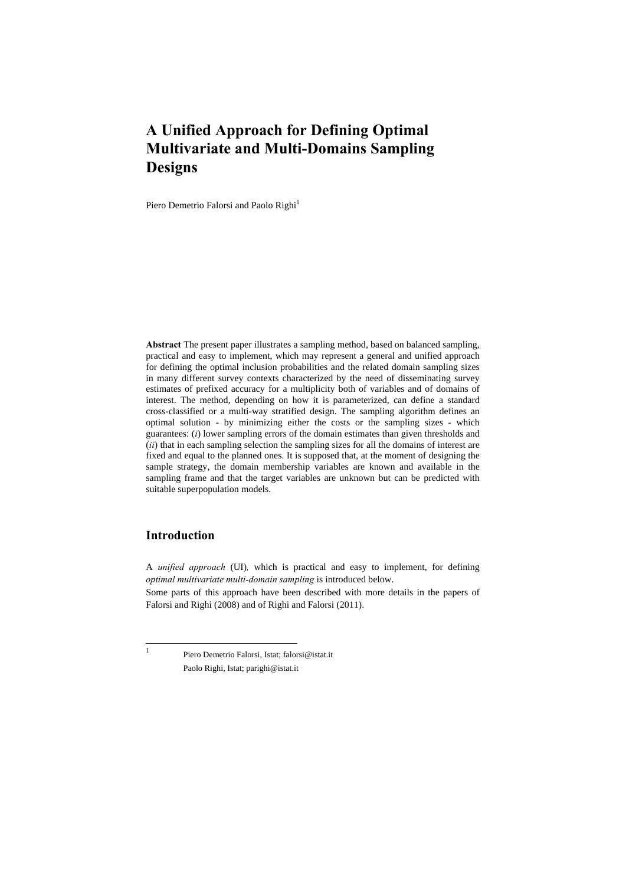# A Unified Approach for Defining Optimal Multivariate and Multi-Domains Sampling Designs

Piero Demetrio Falorsi and Paolo Righi[1]

**Abstract** The present paper illustrates a sampling method, based on balanced sampling, practical and easy to implement, which may represent a general and unified approach for defining the optimal inclusion probabilities and the related domain sampling sizes in many different survey contexts characterized by the need of disseminating survey estimates of prefixed accuracy for a multiplicity both of variables and of domains of interest. The method, depending on how it is parameterized, can define a standard cross-classified or a multi-way stratified design. The sampling algorithm defines an optimal solution - by minimizing either the costs or the sampling sizes - which guarantees: (*i*) lower sampling errors of the domain estimates than given thresholds and (*ii*) that in each sampling selection the sampling sizes for all the domains of interest are fixed and equal to the planned ones. It is supposed that, at the moment of designing the sample strategy, the domain membership variables are known and available in the sampling frame and that the target variables are unknown but can be predicted with suitable superpopulation models.

## Introduction

A *unified approach* (UI)*,* which is practical and easy to implement, for defining *optimal multivariate multi-domain sampling* is introduced below.

Some parts of this approach have been described with more details in the papers of Falorsi and Righi (2008) and of Righi and Falorsi (2011).

---

[1] Piero Demetrio Falorsi, Istat; falorsi@istat.it
Paolo Righi, Istat; parighi@istat.it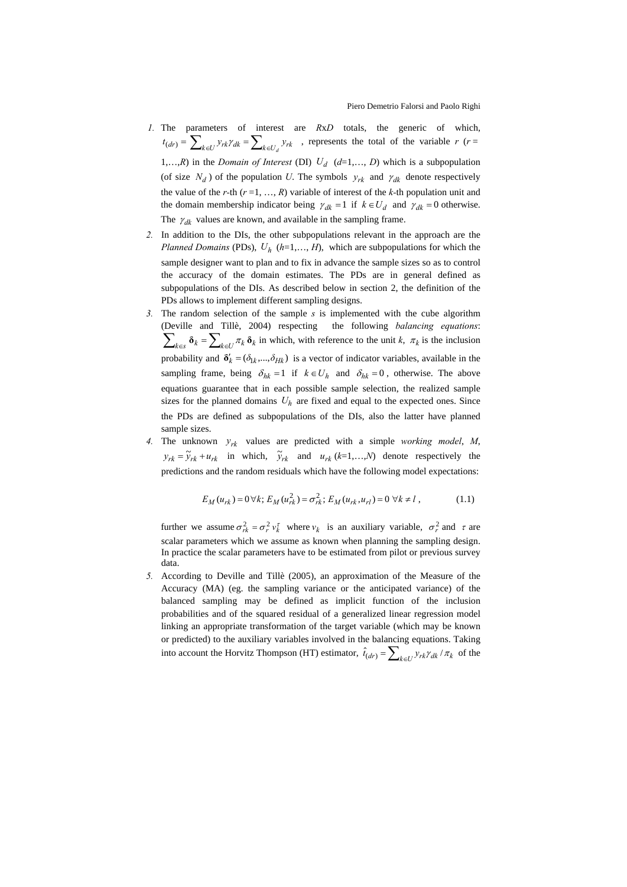1. The parameters of interest are *R*x*D* totals, the generic of which, $t_{(dr)} = \sum_{k \in U} y_{rk}\gamma_{dk} = \sum_{k \in U_d} y_{rk}$ , represents the total of the variable $r$ ($r$ = 1,…,$R$) in the *Domain of Interest* (DI) $U_d$ ($d$=1,…, $D$) which is a subpopulation (of size $N_d$) of the population *U*. The symbols $y_{rk}$ and $\gamma_{dk}$ denote respectively the value of the *r*-th ($r$ =1, …, $R$) variable of interest of the *k*-th population unit and the domain membership indicator being $\gamma_{dk} = 1$ if $k \in U_d$ and $\gamma_{dk} = 0$ otherwise. The $\gamma_{dk}$ values are known, and available in the sampling frame.
2. In addition to the DIs, the other subpopulations relevant in the approach are the *Planned Domains* (PDs), $U_h$ ($h$=1,…, $H$), which are subpopulations for which the sample designer want to plan and to fix in advance the sample sizes so as to control the accuracy of the domain estimates. The PDs are in general defined as subpopulations of the DIs. As described below in section 2, the definition of the PDs allows to implement different sampling designs.
3. The random selection of the sample *s* is implemented with the cube algorithm (Deville and Tillè, 2004) respecting the following *balancing equations*: $\sum_{k \in s} \boldsymbol{\delta}_k = \sum_{k \in U} \pi_k \boldsymbol{\delta}_k$ in which, with reference to the unit *k*, $\pi_k$ is the inclusion probability and $\boldsymbol{\delta}'_k = (\delta_{1k},...,\delta_{Hk})$ is a vector of indicator variables, available in the sampling frame, being $\delta_{hk} = 1$ if $k \in U_h$ and $\delta_{hk} = 0$, otherwise. The above equations guarantee that in each possible sample selection, the realized sample sizes for the planned domains $U_h$ are fixed and equal to the expected ones. Since the PDs are defined as subpopulations of the DIs, also the latter have planned sample sizes.
4. The unknown $y_{rk}$ values are predicted with a simple *working model*, *M*, $y_{rk} = \tilde{y}_{rk} + u_{rk}$ in which, $\tilde{y}_{rk}$ and $u_{rk}$ ($k$=1,…,$N$) denote respectively the predictions and the random residuals which have the following model expectations:

$$E_M(u_{rk}) = 0 \,\forall k;\; E_M(u_{rk}^2) = \sigma_{rk}^2;\; E_M(u_{rk}, u_{rl}) = 0 \;\forall k \neq l\,, \tag{1.1}$$

   further we assume $\sigma_{rk}^2 = \sigma_r^2\, v_k^\tau$ where $v_k$ is an auxiliary variable, $\sigma_r^2$ and $\tau$ are scalar parameters which we assume as known when planning the sampling design. In practice the scalar parameters have to be estimated from pilot or previous survey data.
5. According to Deville and Tillè (2005), an approximation of the Measure of the Accuracy (MA) (eg. the sampling variance or the anticipated variance) of the balanced sampling may be defined as implicit function of the inclusion probabilities and of the squared residual of a generalized linear regression model linking an appropriate transformation of the target variable (which may be known or predicted) to the auxiliary variables involved in the balancing equations. Taking into account the Horvitz Thompson (HT) estimator, $\hat{t}_{(dr)} = \sum_{k \in U} y_{rk}\gamma_{dk} / \pi_k$ of the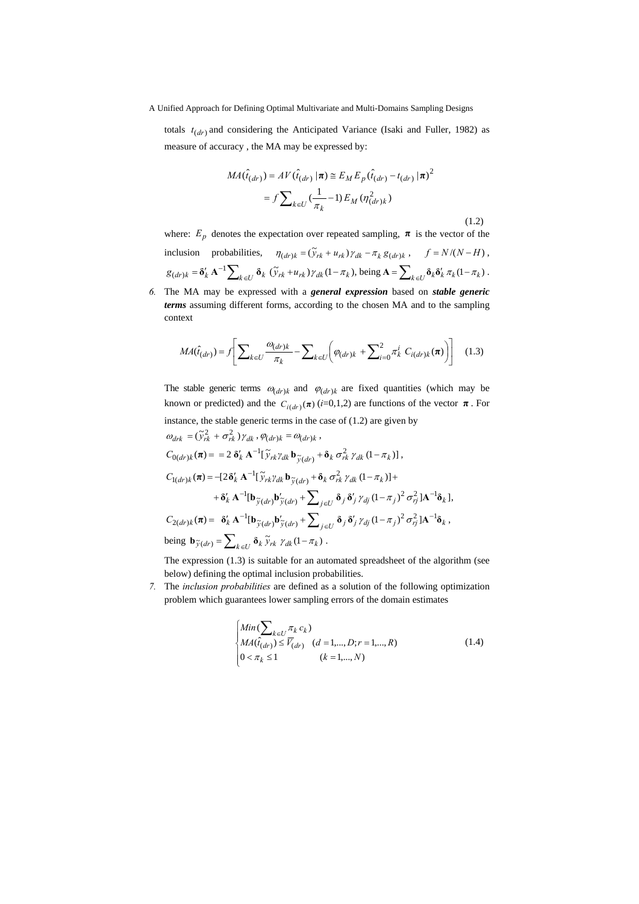totals $t_{(dr)}$ and considering the Anticipated Variance (Isaki and Fuller, 1982) as measure of accuracy , the MA may be expressed by:

$$
\begin{aligned}
MA(\hat{t}_{(dr)}) &= AV(\hat{t}_{(dr)}\,|\,\boldsymbol{\pi}) \cong E_M E_p(\hat{t}_{(dr)} - t_{(dr)}\,|\,\boldsymbol{\pi})^2 \\
&= f \sum\nolimits_{k \in U} (\frac{1}{\pi_k} - 1) E_M(\eta_{(dr)k}^2)
\end{aligned}
\tag{1.2}
$$

where: $E_p$ denotes the expectation over repeated sampling, $\boldsymbol{\pi}$ is the vector of the inclusion probabilities, $\eta_{(dr)k} = (\tilde{y}_{rk} + u_{rk})\gamma_{dk} - \pi_k\, g_{(dr)k}$, $f = N/(N-H)$, $g_{(dr)k} = \boldsymbol{\delta}'_k\, \mathbf{A}^{-1} \sum\nolimits_{k \in U} \boldsymbol{\delta}_k\, (\tilde{y}_{rk} + u_{rk})\gamma_{dk}(1-\pi_k)$, being $\mathbf{A} = \sum\nolimits_{k \in U} \boldsymbol{\delta}_k \boldsymbol{\delta}'_k\, \pi_k(1-\pi_k)$.

6. The MA may be expressed with a ***general expression*** based on ***stable generic terms*** assuming different forms, according to the chosen MA and to the sampling context

$$
MA(\hat{t}_{(dr)}) = f\left[\sum\nolimits_{k \in U} \frac{\omega_{(dr)k}}{\pi_k} - \sum\nolimits_{k \in U}\left(\varphi_{(dr)k} + \sum\nolimits_{i=0}^{2} \pi_k^i\; C_{i(dr)k}(\boldsymbol{\pi})\right)\right] \tag{1.3}
$$

The stable generic terms $\omega_{(dr)k}$ and $\varphi_{(dr)k}$ are fixed quantities (which may be known or predicted) and the $C_{i(dr)}(\boldsymbol{\pi})$ ($i$=0,1,2) are functions of the vector $\boldsymbol{\pi}$. For instance, the stable generic terms in the case of (1.2) are given by

$\omega_{drk} = (\tilde{y}_{rk}^2 + \sigma_{rk}^2)\gamma_{dk}$, $\varphi_{(dr)k} = \omega_{(dr)k}$,

$C_{0(dr)k}(\boldsymbol{\pi}) = \; = 2\, \boldsymbol{\delta}'_k\, \mathbf{A}^{-1}[\tilde{y}_{rk}\gamma_{dk}\, \mathbf{b}_{\tilde{y}(dr)} + \boldsymbol{\delta}_k\, \sigma_{rk}^2\, \gamma_{dk}\,(1-\pi_k)]$,

$C_{1(dr)k}(\boldsymbol{\pi}) = -[2\, \boldsymbol{\delta}'_k\, \mathbf{A}^{-1}[\tilde{y}_{rk}\gamma_{dk}\, \mathbf{b}_{\tilde{y}(dr)} + \boldsymbol{\delta}_k\, \sigma_{rk}^2\, \gamma_{dk}\,(1-\pi_k)] +$
$\quad + \boldsymbol{\delta}'_k\, \mathbf{A}^{-1}[\mathbf{b}_{\tilde{y}(dr)}\mathbf{b}'_{\tilde{y}(dr)} + \sum\nolimits_{j \in U} \boldsymbol{\delta}_j\, \boldsymbol{\delta}'_j\, \gamma_{dj}\,(1-\pi_j)^2\, \sigma_{rj}^2\,]\mathbf{A}^{-1}\boldsymbol{\delta}_k\,]$,

$C_{2(dr)k}(\boldsymbol{\pi}) = \; \boldsymbol{\delta}'_k\, \mathbf{A}^{-1}[\mathbf{b}_{\tilde{y}(dr)}\mathbf{b}'_{\tilde{y}(dr)} + \sum\nolimits_{j \in U} \boldsymbol{\delta}_j\, \boldsymbol{\delta}'_j\, \gamma_{dj}\,(1-\pi_j)^2\, \sigma_{rj}^2\,]\mathbf{A}^{-1}\boldsymbol{\delta}_k$,

being $\mathbf{b}_{\tilde{y}(dr)} = \sum\nolimits_{k \in U} \boldsymbol{\delta}_k\, \tilde{y}_{rk}\;\gamma_{dk}(1-\pi_k)$.

The expression (1.3) is suitable for an automated spreadsheet of the algorithm (see below) defining the optimal inclusion probabilities.

7. The *inclusion probabilities* are defined as a solution of the following optimization problem which guarantees lower sampling errors of the domain estimates

$$
\begin{cases}
Min(\sum\nolimits_{k \in U} \pi_k\, c_k) \\
MA(\hat{t}_{(dr)}) \le \overline{V}_{(dr)} \quad (d = 1,...,D; r = 1,...,R) \\
0 < \pi_k \le 1 \qquad\qquad (k = 1,...,N)
\end{cases}
\tag{1.4}
$$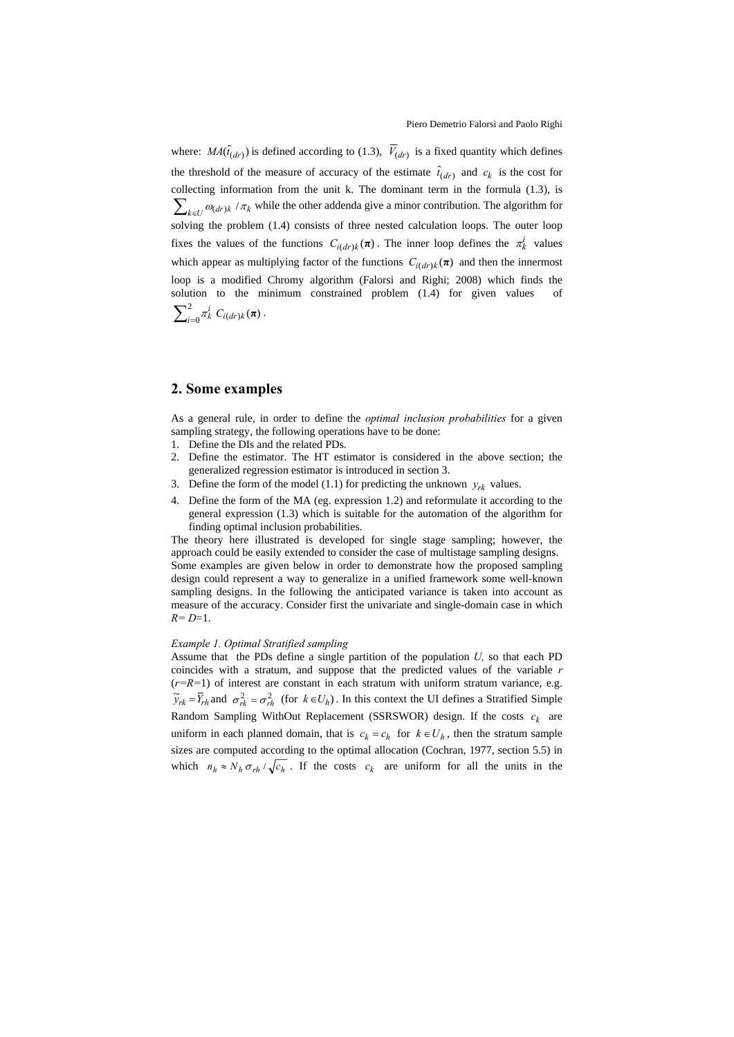where: $MA(\hat{t}_{(dr)})$ is defined according to (1.3), $\overline{V}_{(dr)}$ is a fixed quantity which defines the threshold of the measure of accuracy of the estimate $\hat{t}_{(dr)}$ and $c_k$ is the cost for collecting information from the unit k. The dominant term in the formula (1.3), is $\sum_{k \in U} \omega_{(dr)k} / \pi_k$ while the other addenda give a minor contribution. The algorithm for solving the problem (1.4) consists of three nested calculation loops. The outer loop fixes the values of the functions $C_{i(dr)k}(\boldsymbol{\pi})$. The inner loop defines the $\pi_k^i$ values which appear as multiplying factor of the functions $C_{i(dr)k}(\boldsymbol{\pi})$ and then the innermost loop is a modified Chromy algorithm (Falorsi and Righi; 2008) which finds the solution to the minimum constrained problem (1.4) for given values of $\sum_{i=0}^{2} \pi_k^i \; C_{i(dr)k}(\boldsymbol{\pi})$.

## 2. Some examples

As a general rule, in order to define the *optimal inclusion probabilities* for a given sampling strategy, the following operations have to be done:

1. Define the DIs and the related PDs.
2. Define the estimator. The HT estimator is considered in the above section; the generalized regression estimator is introduced in section 3.
3. Define the form of the model (1.1) for predicting the unknown $y_{rk}$ values.
4. Define the form of the MA (eg. expression 1.2) and reformulate it according to the general expression (1.3) which is suitable for the automation of the algorithm for finding optimal inclusion probabilities.

The theory here illustrated is developed for single stage sampling; however, the approach could be easily extended to consider the case of multistage sampling designs. Some examples are given below in order to demonstrate how the proposed sampling design could represent a way to generalize in a unified framework some well-known sampling designs. In the following the anticipated variance is taken into account as measure of the accuracy. Consider first the univariate and single-domain case in which $R=D=1$.

*Example 1. Optimal Stratified sampling*

Assume that the PDs define a single partition of the population $U$, so that each PD coincides with a stratum, and suppose that the predicted values of the variable $r$ ($r=R=1$) of interest are constant in each stratum with uniform stratum variance, e.g. $\tilde{y}_{rk} = \overline{Y}_{rh}$ and $\sigma_{rk}^2 = \sigma_{rh}^2$ (for $k \in U_h$). In this context the UI defines a Stratified Simple Random Sampling WithOut Replacement (SSRSWOR) design. If the costs $c_k$ are uniform in each planned domain, that is $c_k = c_h$ for $k \in U_h$, then the stratum sample sizes are computed according to the optimal allocation (Cochran, 1977, section 5.5) in which $n_h \approx N_h \, \sigma_{rh} / \sqrt{c_h}$. If the costs $c_k$ are uniform for all the units in the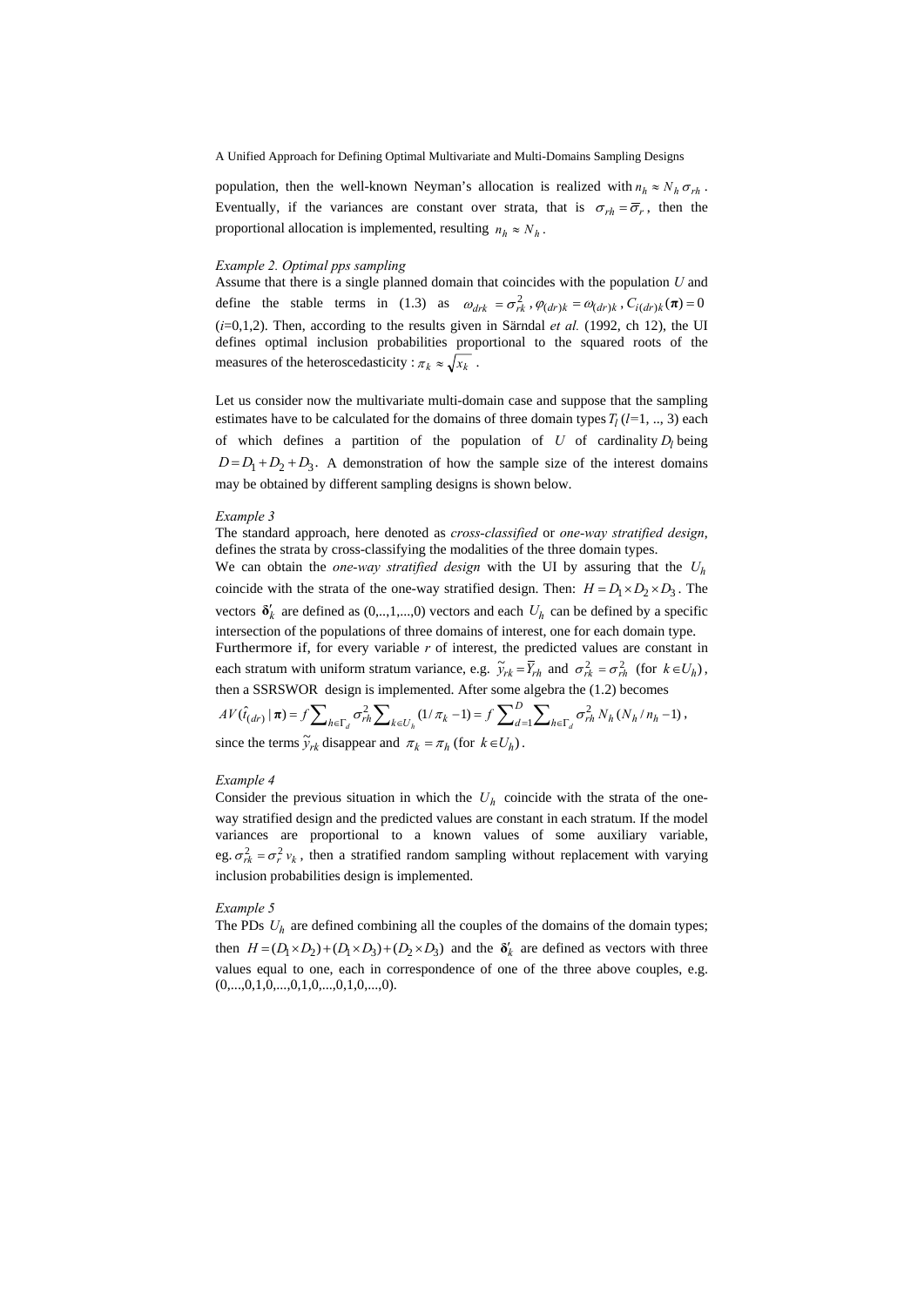population, then the well-known Neyman's allocation is realized with $n_h \approx N_h \sigma_{rh}$. Eventually, if the variances are constant over strata, that is $\sigma_{rh} = \overline{\sigma}_r$, then the proportional allocation is implemented, resulting $n_h \approx N_h$.

*Example 2. Optimal pps sampling*

Assume that there is a single planned domain that coincides with the population $U$ and define the stable terms in (1.3) as $\omega_{drk} = \sigma^2_{rk}$, $\varphi_{(dr)k} = \omega_{(dr)k}$, $C_{i(dr)k}(\boldsymbol{\pi}) = 0$ ($i$=0,1,2). Then, according to the results given in Särndal *et al.* (1992, ch 12), the UI defines optimal inclusion probabilities proportional to the squared roots of the measures of the heteroscedasticity : $\pi_k \approx \sqrt{x_k}$ .

Let us consider now the multivariate multi-domain case and suppose that the sampling estimates have to be calculated for the domains of three domain types $T_l$ ($l$=1, .., 3) each of which defines a partition of the population of $U$ of cardinality $D_l$ being $D = D_1 + D_2 + D_3$. A demonstration of how the sample size of the interest domains may be obtained by different sampling designs is shown below.

*Example 3*

The standard approach, here denoted as *cross-classified* or *one-way stratified design*, defines the strata by cross-classifying the modalities of the three domain types.

We can obtain the *one-way stratified design* with the UI by assuring that the $U_h$ coincide with the strata of the one-way stratified design. Then: $H = D_1 \times D_2 \times D_3$. The vectors $\boldsymbol{\delta}'_k$ are defined as (0,..,1,...,0) vectors and each $U_h$ can be defined by a specific intersection of the populations of three domains of interest, one for each domain type.

Furthermore if, for every variable $r$ of interest, the predicted values are constant in each stratum with uniform stratum variance, e.g. $\tilde{y}_{rk} = \overline{Y}_{rh}$ and $\sigma^2_{rk} = \sigma^2_{rh}$ (for $k \in U_h$), then a SSRSWOR design is implemented. After some algebra the (1.2) becomes

$$AV(\hat{t}_{(dr)} \mid \boldsymbol{\pi}) = f \sum_{h \in \Gamma_d} \sigma^2_{rh} \sum_{k \in U_h} (1/\pi_k - 1) = f \sum_{d=1}^{D} \sum_{h \in \Gamma_d} \sigma^2_{rh} N_h (N_h / n_h - 1),$$

since the terms $\tilde{y}_{rk}$ disappear and $\pi_k = \pi_h$ (for $k \in U_h$).

*Example 4*

Consider the previous situation in which the $U_h$ coincide with the strata of the one-way stratified design and the predicted values are constant in each stratum. If the model variances are proportional to a known values of some auxiliary variable, eg. $\sigma^2_{rk} = \sigma^2_r v_k$, then a stratified random sampling without replacement with varying inclusion probabilities design is implemented.

*Example 5*

The PDs $U_h$ are defined combining all the couples of the domains of the domain types; then $H = (D_1 \times D_2) + (D_1 \times D_3) + (D_2 \times D_3)$ and the $\boldsymbol{\delta}'_k$ are defined as vectors with three values equal to one, each in correspondence of one of the three above couples, e.g. (0,...,0,1,0,...,0,1,0,...,0,1,0,...,0).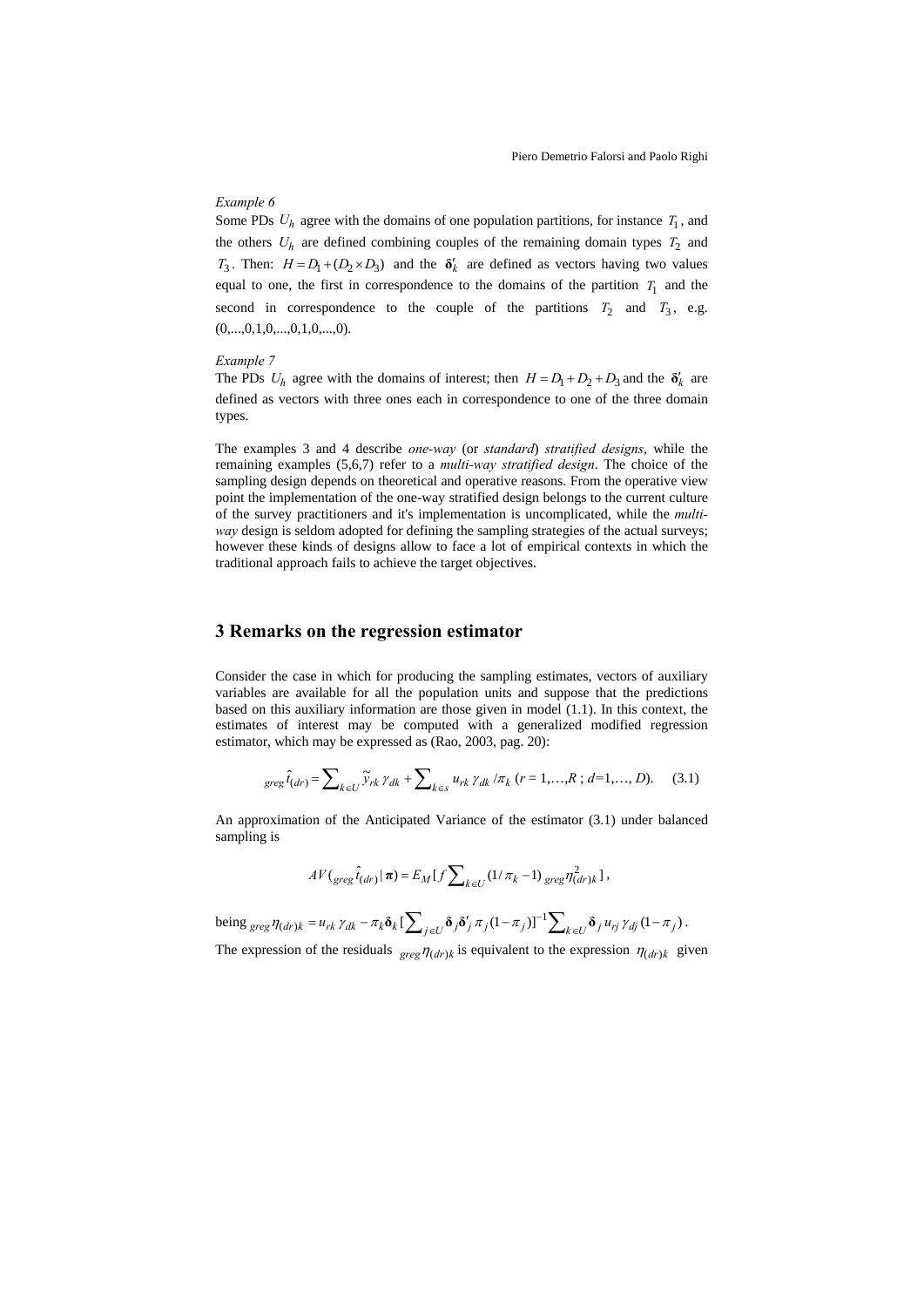*Example 6*

Some PDs $U_h$ agree with the domains of one population partitions, for instance $T_1$, and the others $U_h$ are defined combining couples of the remaining domain types $T_2$ and $T_3$. Then: $H = D_1 + (D_2 \times D_3)$ and the $\boldsymbol{\delta}'_k$ are defined as vectors having two values equal to one, the first in correspondence to the domains of the partition $T_1$ and the second in correspondence to the couple of the partitions $T_2$ and $T_3$, e.g. (0,...,0,1,0,...,0,1,0,...,0).

*Example 7*

The PDs $U_h$ agree with the domains of interest; then $H = D_1 + D_2 + D_3$ and the $\boldsymbol{\delta}'_k$ are defined as vectors with three ones each in correspondence to one of the three domain types.

The examples 3 and 4 describe *one-way* (or *standard*) *stratified designs*, while the remaining examples (5,6,7) refer to a *multi-way stratified design*. The choice of the sampling design depends on theoretical and operative reasons. From the operative view point the implementation of the one-way stratified design belongs to the current culture of the survey practitioners and it's implementation is uncomplicated, while the *multi-way* design is seldom adopted for defining the sampling strategies of the actual surveys; however these kinds of designs allow to face a lot of empirical contexts in which the traditional approach fails to achieve the target objectives.

## 3 Remarks on the regression estimator

Consider the case in which for producing the sampling estimates, vectors of auxiliary variables are available for all the population units and suppose that the predictions based on this auxiliary information are those given in model (1.1). In this context, the estimates of interest may be computed with a generalized modified regression estimator, which may be expressed as (Rao, 2003, pag. 20):

$$ {}_{greg}\hat{t}_{(dr)} = \sum_{k \in U} \tilde{y}_{rk}\, \gamma_{dk} + \sum_{k \in s} u_{rk}\, \gamma_{dk} / \pi_k \;\; (r = 1,\ldots,R\, ;\; d=1,\ldots,D). \qquad (3.1) $$

An approximation of the Anticipated Variance of the estimator (3.1) under balanced sampling is

$$ AV({}_{greg}\hat{t}_{(dr)} \,|\, \boldsymbol{\pi}) = E_M [\, f \sum_{k \in U} (1/\pi_k - 1)\, {}_{greg}\eta^2_{(dr)k} ]\, , $$

being ${}_{greg}\eta_{(dr)k} = u_{rk}\, \gamma_{dk} - \pi_k \boldsymbol{\delta}_k [\sum_{j \in U} \boldsymbol{\delta}_j \boldsymbol{\delta}'_j\, \pi_j (1 - \pi_j)]^{-1} \sum_{k \in U} \boldsymbol{\delta}_j\, u_{rj}\, \gamma_{dj} (1 - \pi_j)$.

The expression of the residuals ${}_{greg}\eta_{(dr)k}$ is equivalent to the expression $\eta_{(dr)k}$ given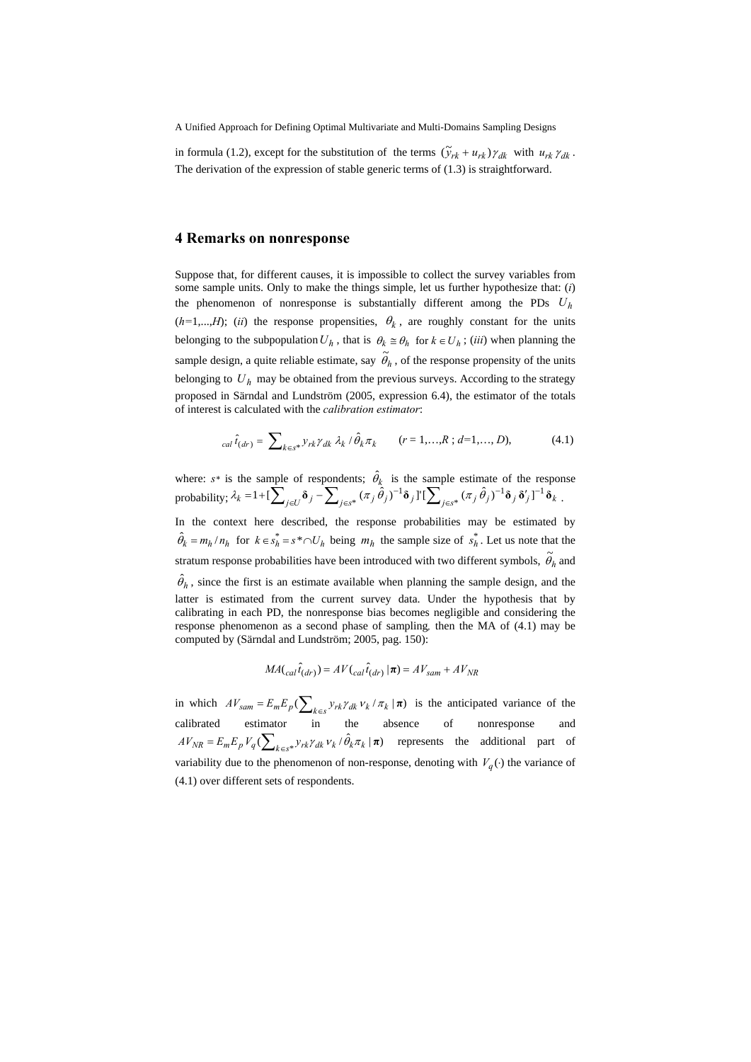in formula (1.2), except for the substitution of the terms $(\tilde{y}_{rk} + u_{rk})\gamma_{dk}$ with $u_{rk}\,\gamma_{dk}$. The derivation of the expression of stable generic terms of (1.3) is straightforward.

## 4 Remarks on nonresponse

Suppose that, for different causes, it is impossible to collect the survey variables from some sample units. Only to make the things simple, let us further hypothesize that: (*i*) the phenomenon of nonresponse is substantially different among the PDs $U_h$ ($h$=1,...,$H$); (*ii*) the response propensities, $\theta_k$, are roughly constant for the units belonging to the subpopulation $U_h$, that is $\theta_k \cong \theta_h$ for $k \in U_h$; (*iii*) when planning the sample design, a quite reliable estimate, say $\tilde{\theta}_h$, of the response propensity of the units belonging to $U_h$ may be obtained from the previous surveys. According to the strategy proposed in Särndal and Lundström (2005, expression 6.4), the estimator of the totals of interest is calculated with the *calibration estimator*:

$$ {}_{cal}\hat{t}_{(dr)} = \sum\nolimits_{k \in s^*} y_{rk}\gamma_{dk}\, \lambda_k \,/\, \hat{\theta}_k \pi_k \qquad (r = 1,\ldots,R\ ;\ d=1,\ldots, D), \tag{4.1}$$

where: $s*$ is the sample of respondents; $\hat{\theta}_k$ is the sample estimate of the response probability; $\lambda_k = 1 + [\sum_{j \in U} \boldsymbol{\delta}_j - \sum_{j \in s^*} (\pi_j\,\hat{\theta}_j)^{-1} \boldsymbol{\delta}_j]' [\sum_{j \in s^*} (\pi_j\,\hat{\theta}_j)^{-1} \boldsymbol{\delta}_j\, \boldsymbol{\delta}'_j]^{-1} \boldsymbol{\delta}_k$.

In the context here described, the response probabilities may be estimated by $\hat{\theta}_k = m_h / n_h$ for $k \in s_h^* = s^* \cap U_h$ being $m_h$ the sample size of $s_h^*$. Let us note that the stratum response probabilities have been introduced with two different symbols, $\tilde{\theta}_h$ and $\hat{\theta}_h$, since the first is an estimate available when planning the sample design, and the latter is estimated from the current survey data. Under the hypothesis that by calibrating in each PD, the nonresponse bias becomes negligible and considering the response phenomenon as a second phase of sampling, then the MA of (4.1) may be computed by (Särndal and Lundström; 2005, pag. 150):

$$ MA({}_{cal}\hat{t}_{(dr)}) = AV({}_{cal}\hat{t}_{(dr)} \,|\, \boldsymbol{\pi}) = AV_{sam} + AV_{NR} $$

in which $AV_{sam} = E_m E_p (\sum_{k \in s} y_{rk}\gamma_{dk}\, v_k / \pi_k \,|\, \boldsymbol{\pi})$ is the anticipated variance of the calibrated estimator in the absence of nonresponse and $AV_{NR} = E_m E_p V_q (\sum_{k \in s^*} y_{rk}\gamma_{dk}\, v_k / \hat{\theta}_k \pi_k \,|\, \boldsymbol{\pi})$ represents the additional part of variability due to the phenomenon of non-response, denoting with $V_q(\cdot)$ the variance of (4.1) over different sets of respondents.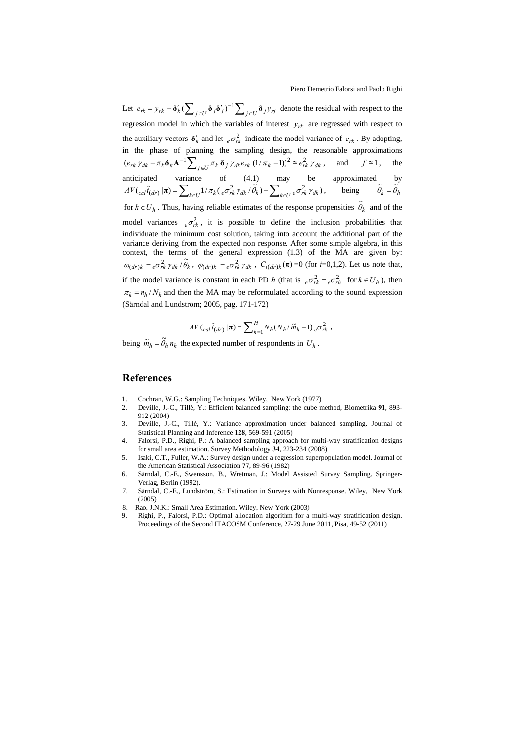Let $e_{rk} = y_{rk} - \boldsymbol{\delta}'_k (\sum_{j \in U} \boldsymbol{\delta}_j \boldsymbol{\delta}'_j)^{-1} \sum_{j \in U} \boldsymbol{\delta}_j y_{rj}$ denote the residual with respect to the regression model in which the variables of interest $y_{rk}$ are regressed with respect to the auxiliary vectors $\boldsymbol{\delta}'_k$ and let ${}_e\sigma^2_{rk}$ indicate the model variance of $e_{rk}$. By adopting, in the phase of planning the sampling design, the reasonable approximations $(e_{rk}\,\gamma_{dk} - \pi_k \boldsymbol{\delta}_k \mathbf{A}^{-1} \sum_{j \in U} \pi_k\, \boldsymbol{\delta}_j\, \gamma_{dk} e_{rk}\,(1/\pi_k - 1))^2 \cong e^2_{rk}\,\gamma_{dk}$, and $f \cong 1$, the anticipated variance of (4.1) may be approximated by $AV({}_{cal}\hat{t}_{(dr)}\,|\boldsymbol{\pi}) = \sum_{k \in U} 1/\pi_k ({}_e\sigma^2_{rk}\,\gamma_{dk} / \tilde{\theta}_k) - \sum_{k \in U} {}_e\sigma^2_{rk}\,\gamma_{dk})$, being $\tilde{\theta}_k = \tilde{\theta}_h$ for $k \in U_h$. Thus, having reliable estimates of the response propensities $\tilde{\theta}_k$ and of the model variances ${}_e\sigma^2_{rk}$, it is possible to define the inclusion probabilities that individuate the minimum cost solution, taking into account the additional part of the variance deriving from the expected non response. After some simple algebra, in this context, the terms of the general expression (1.3) of the MA are given by: $\omega_{(dr)k} = {}_e\sigma^2_{rk}\,\gamma_{dk} / \tilde{\theta}_k$, $\varphi_{(dr)k} = {}_e\sigma^2_{rk}\,\gamma_{dk}$, $C_{i(dr)k}(\boldsymbol{\pi})$ =0 (for *i*=0,1,2). Let us note that, if the model variance is constant in each PD *h* (that is ${}_e\sigma^2_{rk} = {}_e\sigma^2_{rh}$ for $k \in U_h$), then $\pi_k = n_h / N_h$ and then the MA may be reformulated according to the sound expression (Särndal and Lundström; 2005, pag. 171-172)

$$AV({}_{cal}\hat{t}_{(dr)}\,|\boldsymbol{\pi}) = \sum_{h=1}^{H} N_h (N_h / \tilde{m}_h - 1)\, {}_e\sigma^2_{rk} \,,$$

being $\tilde{m}_h = \tilde{\theta}_h\, n_h$ the expected number of respondents in $U_h$.

## References

1. Cochran, W.G.: Sampling Techniques. Wiley, New York (1977)
2. Deville, J.-C., Tillé, Y.: Efficient balanced sampling: the cube method, Biometrika **91**, 893-912 (2004)
3. Deville, J.-C., Tillé, Y.: Variance approximation under balanced sampling. Journal of Statistical Planning and Inference **128**, 569-591 (2005)
4. Falorsi, P.D., Righi, P.: A balanced sampling approach for multi-way stratification designs for small area estimation. Survey Methodology **34**, 223-234 (2008)
5. Isaki, C.T., Fuller, W.A.: Survey design under a regression superpopulation model. Journal of the American Statistical Association **77**, 89-96 (1982)
6. Särndal, C.-E., Swensson, B., Wretman, J.: Model Assisted Survey Sampling. Springer-Verlag, Berlin (1992).
7. Särndal, C.-E., Lundström, S.: Estimation in Surveys with Nonresponse. Wiley, New York (2005)
8. Rao, J.N.K.: Small Area Estimation, Wiley, New York (2003)
9. Righi, P., Falorsi, P.D.: Optimal allocation algorithm for a multi-way stratification design. Proceedings of the Second ITACOSM Conference, 27-29 June 2011, Pisa, 49-52 (2011)